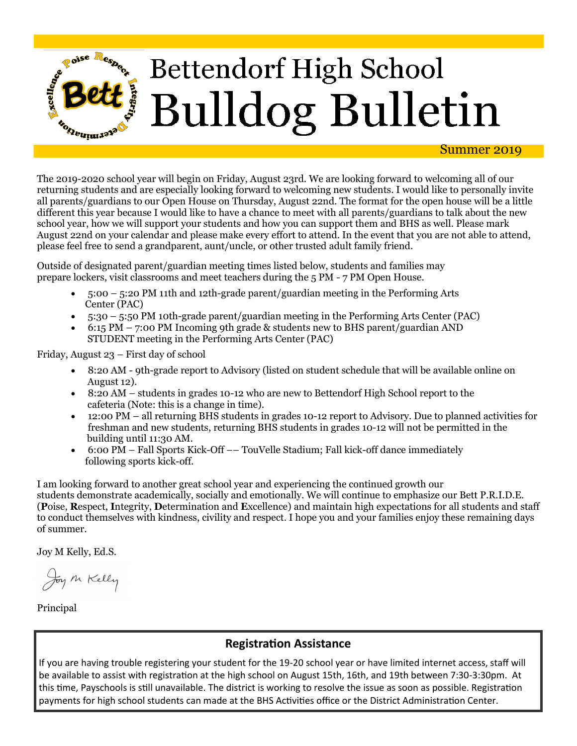# Bettendorf High School

# Bulldog Bulletin

Summer 2019

The 2019-2020 school year will begin on Friday, August 23rd. We are looking forward to welcoming all of our returning students and are especially looking forward to welcoming new students. I would like to personally invite all parents/guardians to our Open House on Thursday, August 22nd. The format for the open house will be a little different this year because I would like to have a chance to meet with all parents/guardians to talk about the new school year, how we will support your students and how you can support them and BHS as well. Please mark August 22nd on your calendar and please make every effort to attend. In the event that you are not able to attend, please feel free to send a grandparent, aunt/uncle, or other trusted adult family friend.

Outside of designated parent/guardian meeting times listed below, students and families may prepare lockers, visit classrooms and meet teachers during the 5 PM - 7 PM Open House.

- 5:00 – 5:20 PM 11th and 12th-grade parent/guardian meeting in the Performing Arts Center (PAC)
- 5:30 – 5:50 PM 10th-grade parent/guardian meeting in the Performing Arts Center (PAC)
- 6:15 PM – 7:00 PM Incoming 9th grade & students new to BHS parent/guardian AND STUDENT meeting in the Performing Arts Center (PAC)

Friday, August 23 – First day of school

- 8:20 AM - 9th-grade report to Advisory (listed on student schedule that will be available online on August 12).
- 8:20 AM – students in grades 10-12 who are new to Bettendorf High School report to the cafeteria (Note: this is a change in time).
- 12:00 PM – all returning BHS students in grades 10-12 report to Advisory. Due to planned activities for freshman and new students, returning BHS students in grades 10-12 will not be permitted in the building until 11:30 AM.
- 6:00 PM – Fall Sports Kick-Off –– TouVelle Stadium; Fall kick-off dance immediately following sports kick-off.

I am looking forward to another great school year and experiencing the continued growth our students demonstrate academically, socially and emotionally. We will continue to emphasize our Bett P.R.I.D.E. (**P**oise, **R**espect, **I**ntegrity, **D**etermination and **E**xcellence) and maintain high expectations for all students and staff to conduct themselves with kindness, civility and respect. I hope you and your families enjoy these remaining days of summer.

Joy M Kelly, Ed.S.

*Joy M Kelly*

Principal

## Registration Assistance

If you are having trouble registering your student for the 19-20 school year or have limited internet access, staff will be available to assist with registration at the high school on August 15th, 16th, and 19th between 7:30-3:30pm. At this time, Payschools is still unavailable. The district is working to resolve the issue as soon as possible. Registration payments for high school students can made at the BHS Activities office or the District Administration Center.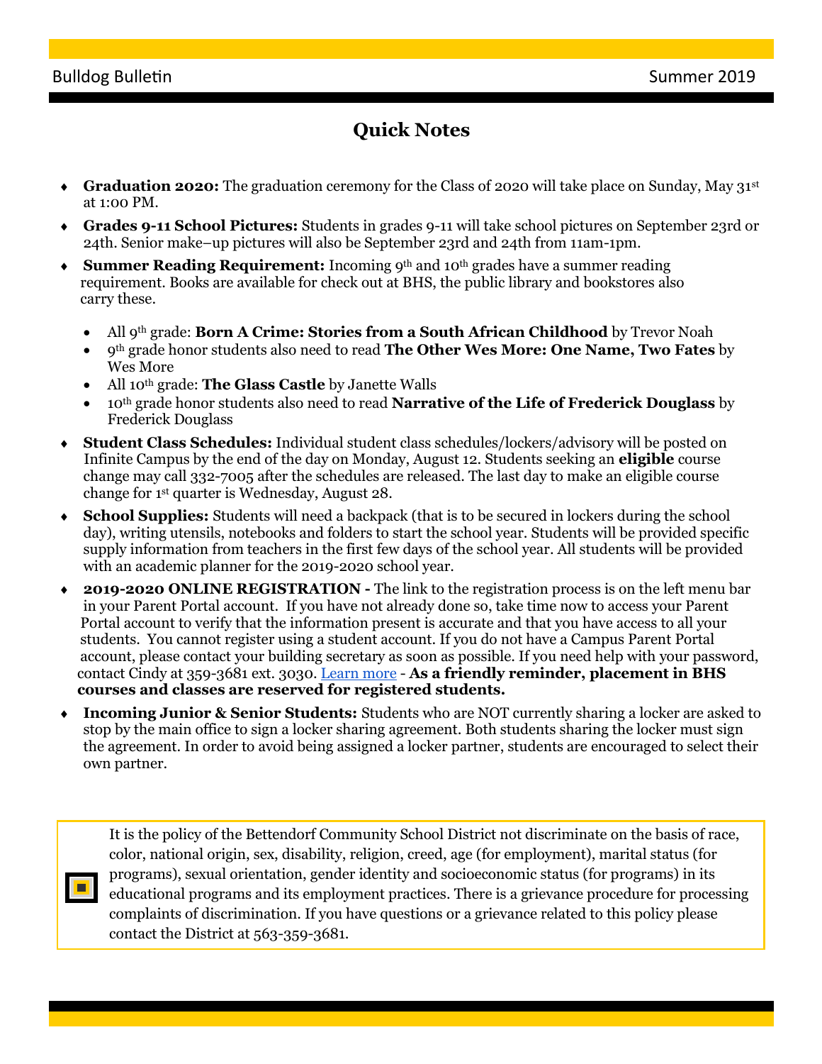## Quick Notes

- **Graduation 2020:** The graduation ceremony for the Class of 2020 will take place on Sunday, May 31st at 1:00 PM.
- **Grades 9-11 School Pictures:** Students in grades 9-11 will take school pictures on September 23rd or 24th. Senior make–up pictures will also be September 23rd and 24th from 11am-1pm.
- **Summer Reading Requirement:** Incoming 9th and 10th grades have a summer reading requirement. Books are available for check out at BHS, the public library and bookstores also carry these.
  - All 9th grade: **Born A Crime: Stories from a South African Childhood** by Trevor Noah
  - 9th grade honor students also need to read **The Other Wes More: One Name, Two Fates** by Wes More
  - All 10th grade: **The Glass Castle** by Janette Walls
  - 10th grade honor students also need to read **Narrative of the Life of Frederick Douglass** by Frederick Douglass
- **Student Class Schedules:** Individual student class schedules/lockers/advisory will be posted on Infinite Campus by the end of the day on Monday, August 12. Students seeking an **eligible** course change may call 332-7005 after the schedules are released. The last day to make an eligible course change for 1st quarter is Wednesday, August 28.
- **School Supplies:** Students will need a backpack (that is to be secured in lockers during the school day), writing utensils, notebooks and folders to start the school year. Students will be provided specific supply information from teachers in the first few days of the school year. All students will be provided with an academic planner for the 2019-2020 school year.
- **2019-2020 ONLINE REGISTRATION -** The link to the registration process is on the left menu bar in your Parent Portal account. If you have not already done so, take time now to access your Parent Portal account to verify that the information present is accurate and that you have access to all your students. You cannot register using a student account. If you do not have a Campus Parent Portal account, please contact your building secretary as soon as possible. If you need help with your password, contact Cindy at 359-3681 ext. 3030. Learn more - **As a friendly reminder, placement in BHS courses and classes are reserved for registered students.**
- **Incoming Junior & Senior Students:** Students who are NOT currently sharing a locker are asked to stop by the main office to sign a locker sharing agreement. Both students sharing the locker must sign the agreement. In order to avoid being assigned a locker partner, students are encouraged to select their own partner.

It is the policy of the Bettendorf Community School District not discriminate on the basis of race, color, national origin, sex, disability, religion, creed, age (for employment), marital status (for programs), sexual orientation, gender identity and socioeconomic status (for programs) in its educational programs and its employment practices. There is a grievance procedure for processing complaints of discrimination. If you have questions or a grievance related to this policy please contact the District at 563-359-3681.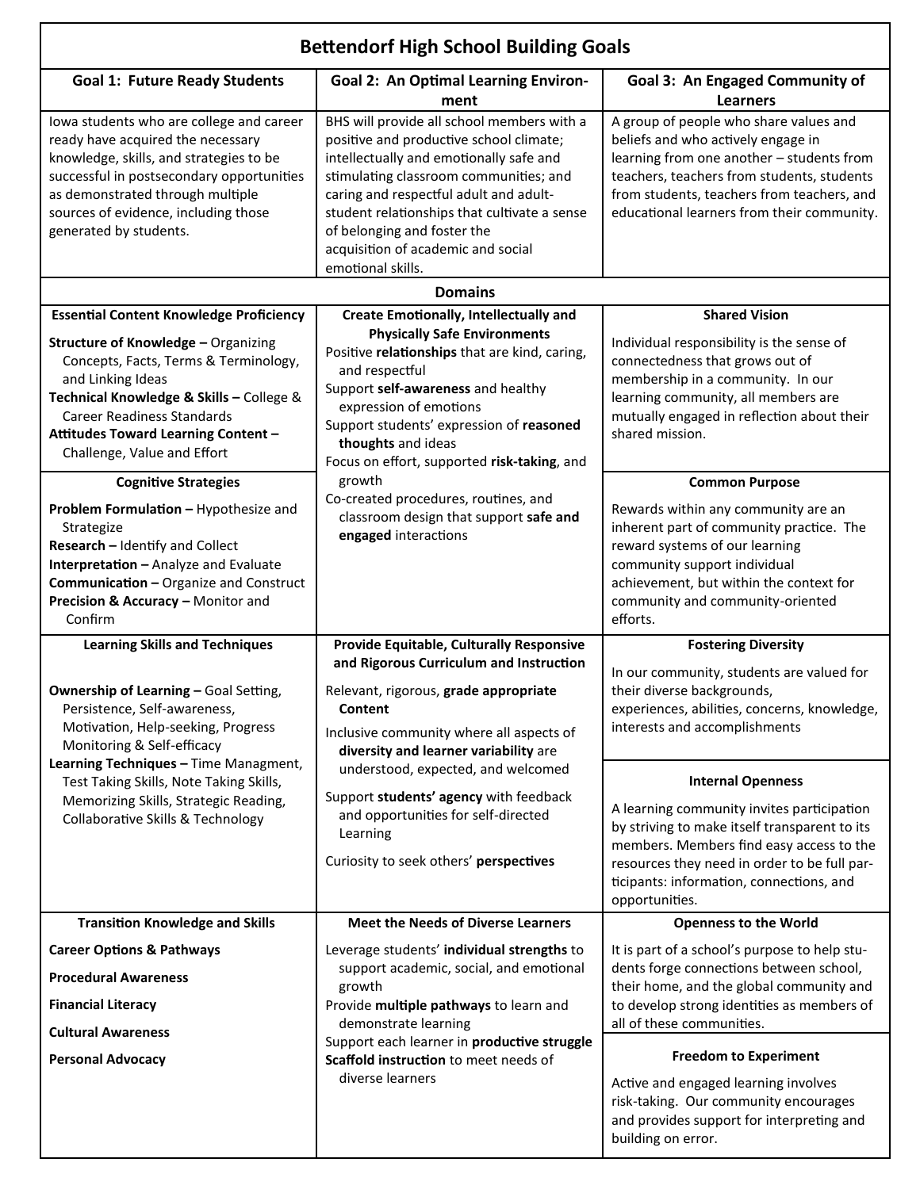# Bettendorf High School Building Goals

| Goal 1: Future Ready Students | Goal 2: An Optimal Learning Environment | Goal 3: An Engaged Community of Learners |
|---|---|---|
| Iowa students who are college and career ready have acquired the necessary knowledge, skills, and strategies to be successful in postsecondary opportunities as demonstrated through multiple sources of evidence, including those generated by students. | BHS will provide all school members with a positive and productive school climate; intellectually and emotionally safe and stimulating classroom communities; and caring and respectful adult and adult-student relationships that cultivate a sense of belonging and foster the acquisition of academic and social emotional skills. | A group of people who share values and beliefs and who actively engage in learning from one another – students from teachers, teachers from students, students from students, teachers from teachers, and educational learners from their community. |
| **Domains** | | |
| **Essential Content Knowledge Proficiency**<br><br>**Structure of Knowledge –** Organizing Concepts, Facts, Terms & Terminology, and Linking Ideas<br>**Technical Knowledge & Skills –** College & Career Readiness Standards<br>**Attitudes Toward Learning Content –** Challenge, Value and Effort | **Create Emotionally, Intellectually and Physically Safe Environments**<br><br>Positive **relationships** that are kind, caring, and respectful<br>Support **self-awareness** and healthy expression of emotions<br>Support students' expression of **reasoned thoughts** and ideas<br>Focus on effort, supported **risk-taking**, and growth<br>Co-created procedures, routines, and classroom design that support **safe and engaged** interactions | **Shared Vision**<br><br>Individual responsibility is the sense of connectedness that grows out of membership in a community. In our learning community, all members are mutually engaged in reflection about their shared mission. |
| **Cognitive Strategies**<br><br>**Problem Formulation –** Hypothesize and Strategize<br>**Research –** Identify and Collect<br>**Interpretation –** Analyze and Evaluate<br>**Communication –** Organize and Construct<br>**Precision & Accuracy –** Monitor and Confirm | | **Common Purpose**<br><br>Rewards within any community are an inherent part of community practice. The reward systems of our learning community support individual achievement, but within the context for community and community-oriented efforts. |
| **Learning Skills and Techniques**<br><br>**Ownership of Learning –** Goal Setting, Persistence, Self-awareness, Motivation, Help-seeking, Progress Monitoring & Self-efficacy<br>**Learning Techniques –** Time Managment, Test Taking Skills, Note Taking Skills, Memorizing Skills, Strategic Reading, Collaborative Skills & Technology | **Provide Equitable, Culturally Responsive and Rigorous Curriculum and Instruction**<br><br>Relevant, rigorous, **grade appropriate Content**<br>Inclusive community where all aspects of **diversity and learner variability** are understood, expected, and welcomed<br>Support **students' agency** with feedback and opportunities for self-directed Learning<br>Curiosity to seek others' **perspectives** | **Fostering Diversity**<br><br>In our community, students are valued for their diverse backgrounds, experiences, abilities, concerns, knowledge, interests and accomplishments<br><br>**Internal Openness**<br><br>A learning community invites participation by striving to make itself transparent to its members. Members find easy access to the resources they need in order to be full participants: information, connections, and opportunities. |
| **Transition Knowledge and Skills**<br><br>**Career Options & Pathways**<br>**Procedural Awareness**<br>**Financial Literacy**<br>**Cultural Awareness**<br>**Personal Advocacy** | **Meet the Needs of Diverse Learners**<br><br>Leverage students' **individual strengths** to support academic, social, and emotional growth<br>Provide **multiple pathways** to learn and demonstrate learning<br>Support each learner in **productive struggle**<br>**Scaffold instruction** to meet needs of diverse learners | **Openness to the World**<br><br>It is part of a school's purpose to help students forge connections between school, their home, and the global community and to develop strong identities as members of all of these communities.<br><br>**Freedom to Experiment**<br><br>Active and engaged learning involves risk-taking. Our community encourages and provides support for interpreting and building on error. |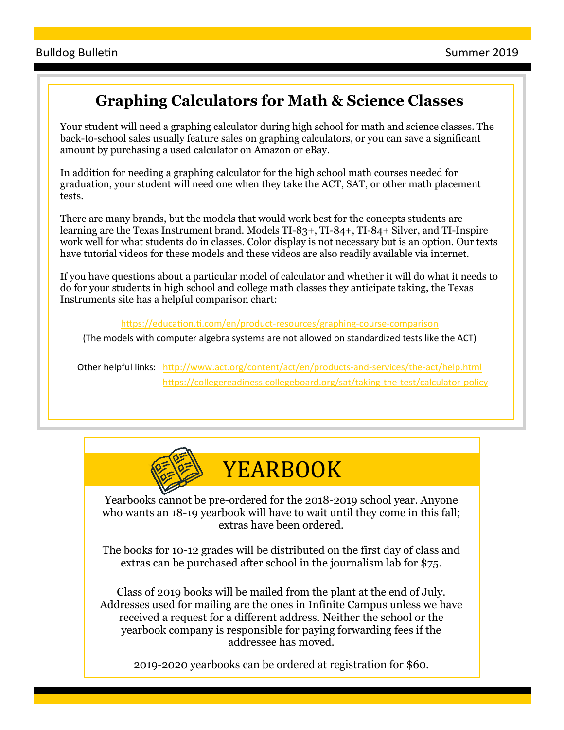## Graphing Calculators for Math & Science Classes

Your student will need a graphing calculator during high school for math and science classes. The back-to-school sales usually feature sales on graphing calculators, or you can save a significant amount by purchasing a used calculator on Amazon or eBay.

In addition for needing a graphing calculator for the high school math courses needed for graduation, your student will need one when they take the ACT, SAT, or other math placement tests.

There are many brands, but the models that would work best for the concepts students are learning are the Texas Instrument brand. Models TI-83+, TI-84+, TI-84+ Silver, and TI-Inspire work well for what students do in classes. Color display is not necessary but is an option. Our texts have tutorial videos for these models and these videos are also readily available via internet.

If you have questions about a particular model of calculator and whether it will do what it needs to do for your students in high school and college math classes they anticipate taking, the Texas Instruments site has a helpful comparison chart:

https://education.ti.com/en/product-resources/graphing-course-comparison

(The models with computer algebra systems are not allowed on standardized tests like the ACT)

Other helpful links: http://www.act.org/content/act/en/products-and-services/the-act/help.html
https://collegereadiness.collegeboard.org/sat/taking-the-test/calculator-policy

## YEARBOOK

Yearbooks cannot be pre-ordered for the 2018-2019 school year. Anyone who wants an 18-19 yearbook will have to wait until they come in this fall; extras have been ordered.

The books for 10-12 grades will be distributed on the first day of class and extras can be purchased after school in the journalism lab for $75.

Class of 2019 books will be mailed from the plant at the end of July. Addresses used for mailing are the ones in Infinite Campus unless we have received a request for a different address. Neither the school or the yearbook company is responsible for paying forwarding fees if the addressee has moved.

2019-2020 yearbooks can be ordered at registration for $60.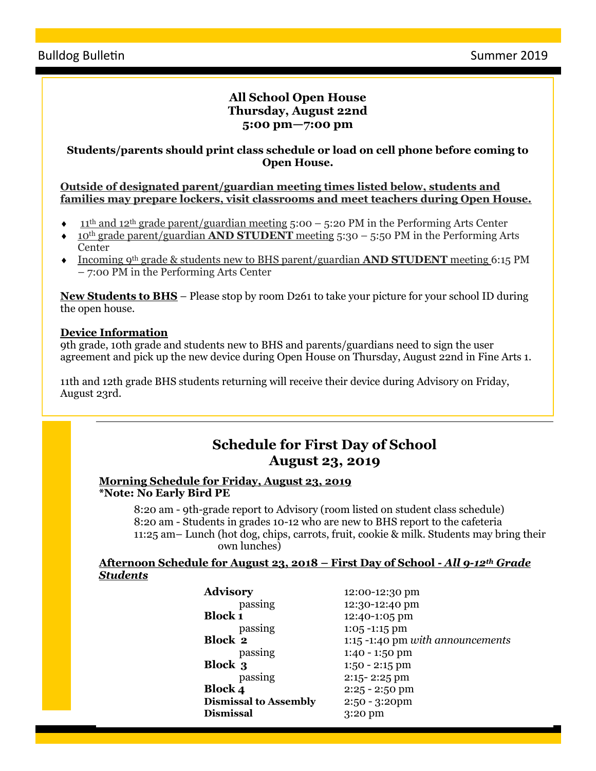## All School Open House
## Thursday, August 22nd
## 5:00 pm—7:00 pm

**Students/parents should print class schedule or load on cell phone before coming to Open House.**

**Outside of designated parent/guardian meeting times listed below, students and families may prepare lockers, visit classrooms and meet teachers during Open House.**

- 11th and 12th grade parent/guardian meeting 5:00 – 5:20 PM in the Performing Arts Center
- 10th grade parent/guardian **AND STUDENT** meeting 5:30 – 5:50 PM in the Performing Arts Center
- Incoming 9th grade & students new to BHS parent/guardian **AND STUDENT** meeting 6:15 PM – 7:00 PM in the Performing Arts Center

**New Students to BHS** – Please stop by room D261 to take your picture for your school ID during the open house.

**Device Information**

9th grade, 10th grade and students new to BHS and parents/guardians need to sign the user agreement and pick up the new device during Open House on Thursday, August 22nd in Fine Arts 1.

11th and 12th grade BHS students returning will receive their device during Advisory on Friday, August 23rd.

## Schedule for First Day of School
## August 23, 2019

**Morning Schedule for Friday, August 23, 2019**
**\*Note: No Early Bird PE**

8:20 am - 9th-grade report to Advisory (room listed on student class schedule)
8:20 am - Students in grades 10-12 who are new to BHS report to the cafeteria
11:25 am– Lunch (hot dog, chips, carrots, fruit, cookie & milk. Students may bring their own lunches)

**Afternoon Schedule for August 23, 2018 – First Day of School - *All 9-12th Grade Students***

| | |
|---|---|
| **Advisory** | 12:00-12:30 pm |
| passing | 12:30-12:40 pm |
| **Block 1** | 12:40-1:05 pm |
| passing | 1:05 -1:15 pm |
| **Block 2** | 1:15 -1:40 pm *with announcements* |
| passing | 1:40 - 1:50 pm |
| **Block 3** | 1:50 - 2:15 pm |
| passing | 2:15- 2:25 pm |
| **Block 4** | 2:25 - 2:50 pm |
| **Dismissal to Assembly** | 2:50 - 3:20pm |
| **Dismissal** | 3:20 pm |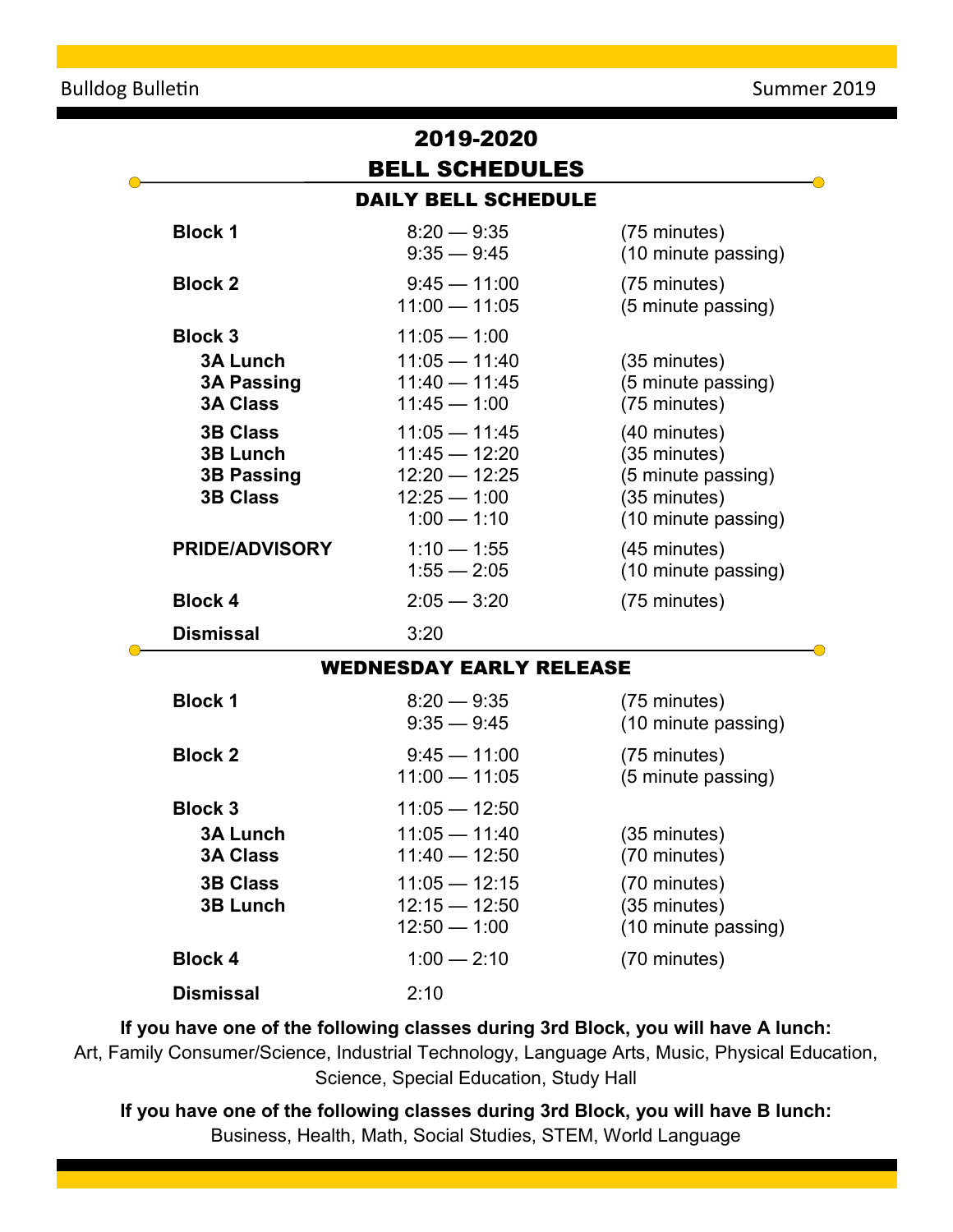# 2019-2020 BELL SCHEDULES

## DAILY BELL SCHEDULE

| | | |
|---|---|---|
| **Block 1** | 8:20 — 9:35 | (75 minutes) |
| | 9:35 — 9:45 | (10 minute passing) |
| **Block 2** | 9:45 — 11:00 | (75 minutes) |
| | 11:00 — 11:05 | (5 minute passing) |
| **Block 3** | 11:05 — 1:00 | |
| **3A Lunch** | 11:05 — 11:40 | (35 minutes) |
| **3A Passing** | 11:40 — 11:45 | (5 minute passing) |
| **3A Class** | 11:45 — 1:00 | (75 minutes) |
| **3B Class** | 11:05 — 11:45 | (40 minutes) |
| **3B Lunch** | 11:45 — 12:20 | (35 minutes) |
| **3B Passing** | 12:20 — 12:25 | (5 minute passing) |
| **3B Class** | 12:25 — 1:00 | (35 minutes) |
| | 1:00 — 1:10 | (10 minute passing) |
| **PRIDE/ADVISORY** | 1:10 — 1:55 | (45 minutes) |
| | 1:55 — 2:05 | (10 minute passing) |
| **Block 4** | 2:05 — 3:20 | (75 minutes) |
| **Dismissal** | 3:20 | |

## WEDNESDAY EARLY RELEASE

| | | |
|---|---|---|
| **Block 1** | 8:20 — 9:35 | (75 minutes) |
| | 9:35 — 9:45 | (10 minute passing) |
| **Block 2** | 9:45 — 11:00 | (75 minutes) |
| | 11:00 — 11:05 | (5 minute passing) |
| **Block 3** | 11:05 — 12:50 | |
| **3A Lunch** | 11:05 — 11:40 | (35 minutes) |
| **3A Class** | 11:40 — 12:50 | (70 minutes) |
| **3B Class** | 11:05 — 12:15 | (70 minutes) |
| **3B Lunch** | 12:15 — 12:50 | (35 minutes) |
| | 12:50 — 1:00 | (10 minute passing) |
| **Block 4** | 1:00 — 2:10 | (70 minutes) |
| **Dismissal** | 2:10 | |

**If you have one of the following classes during 3rd Block, you will have A lunch:**
Art, Family Consumer/Science, Industrial Technology, Language Arts, Music, Physical Education, Science, Special Education, Study Hall

**If you have one of the following classes during 3rd Block, you will have B lunch:**
Business, Health, Math, Social Studies, STEM, World Language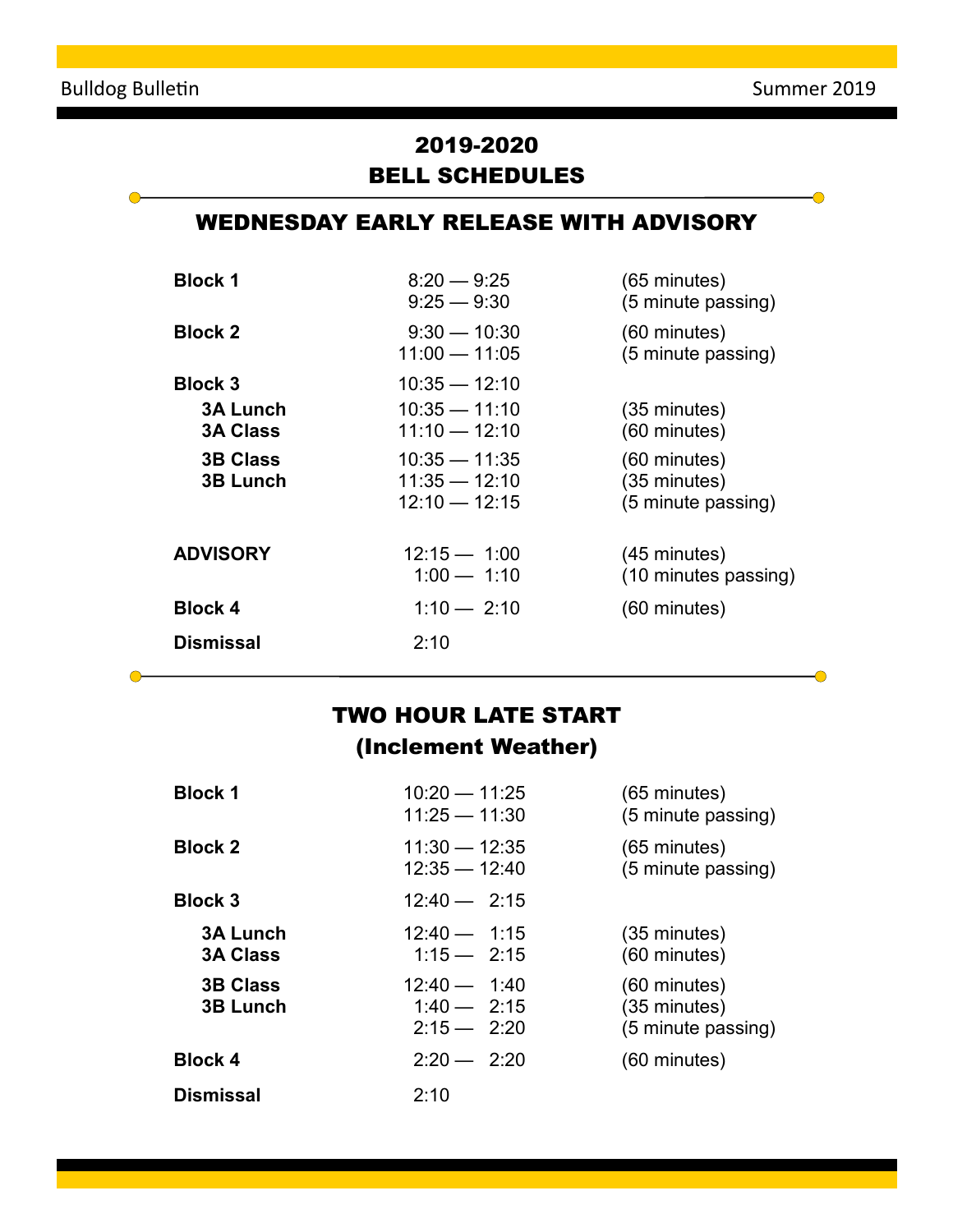# 2019-2020
# BELL SCHEDULES

## WEDNESDAY EARLY RELEASE WITH ADVISORY

| | | |
|---|---|---|
| **Block 1** | 8:20 — 9:25 | (65 minutes) |
| | 9:25 — 9:30 | (5 minute passing) |
| **Block 2** | 9:30 — 10:30 | (60 minutes) |
| | 11:00 — 11:05 | (5 minute passing) |
| **Block 3** | 10:35 — 12:10 | |
| **3A Lunch** | 10:35 — 11:10 | (35 minutes) |
| **3A Class** | 11:10 — 12:10 | (60 minutes) |
| **3B Class** | 10:35 — 11:35 | (60 minutes) |
| **3B Lunch** | 11:35 — 12:10 | (35 minutes) |
| | 12:10 — 12:15 | (5 minute passing) |
| **ADVISORY** | 12:15 — 1:00 | (45 minutes) |
| | 1:00 — 1:10 | (10 minutes passing) |
| **Block 4** | 1:10 — 2:10 | (60 minutes) |
| **Dismissal** | 2:10 | |

## TWO HOUR LATE START
## (Inclement Weather)

| | | |
|---|---|---|
| **Block 1** | 10:20 — 11:25 | (65 minutes) |
| | 11:25 — 11:30 | (5 minute passing) |
| **Block 2** | 11:30 — 12:35 | (65 minutes) |
| | 12:35 — 12:40 | (5 minute passing) |
| **Block 3** | 12:40 — 2:15 | |
| **3A Lunch** | 12:40 — 1:15 | (35 minutes) |
| **3A Class** | 1:15 — 2:15 | (60 minutes) |
| **3B Class** | 12:40 — 1:40 | (60 minutes) |
| **3B Lunch** | 1:40 — 2:15 | (35 minutes) |
| | 2:15 — 2:20 | (5 minute passing) |
| **Block 4** | 2:20 — 2:20 | (60 minutes) |
| **Dismissal** | 2:10 | |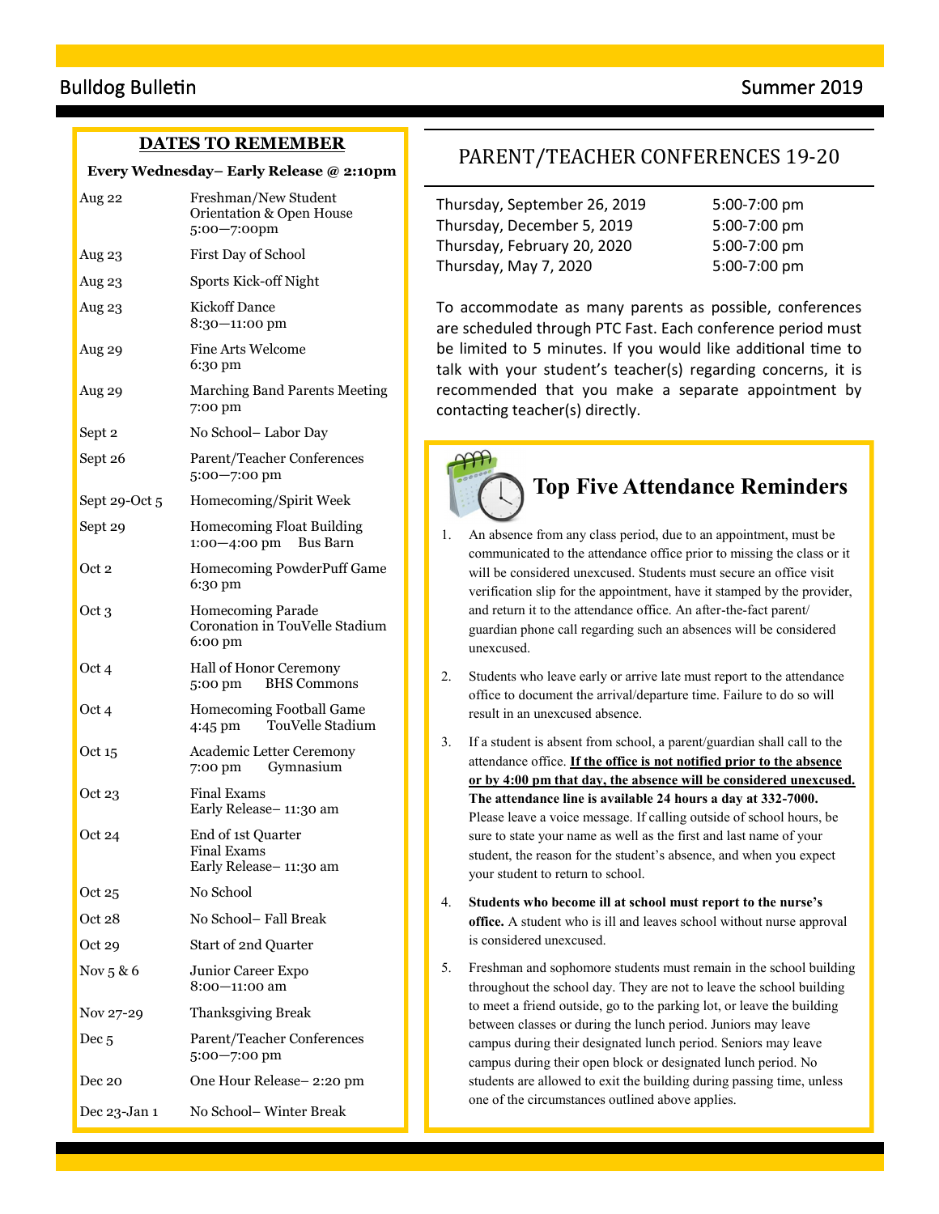## DATES TO REMEMBER

**Every Wednesday– Early Release @ 2:10pm**

| Date | Event |
|---|---|
| Aug 22 | Freshman/New Student Orientation & Open House 5:00—7:00pm |
| Aug 23 | First Day of School |
| Aug 23 | Sports Kick-off Night |
| Aug 23 | Kickoff Dance 8:30—11:00 pm |
| Aug 29 | Fine Arts Welcome 6:30 pm |
| Aug 29 | Marching Band Parents Meeting 7:00 pm |
| Sept 2 | No School– Labor Day |
| Sept 26 | Parent/Teacher Conferences 5:00—7:00 pm |
| Sept 29-Oct 5 | Homecoming/Spirit Week |
| Sept 29 | Homecoming Float Building 1:00—4:00 pm Bus Barn |
| Oct 2 | Homecoming PowderPuff Game 6:30 pm |
| Oct 3 | Homecoming Parade Coronation in TouVelle Stadium 6:00 pm |
| Oct 4 | Hall of Honor Ceremony 5:00 pm BHS Commons |
| Oct 4 | Homecoming Football Game 4:45 pm TouVelle Stadium |
| Oct 15 | Academic Letter Ceremony 7:00 pm Gymnasium |
| Oct 23 | Final Exams Early Release– 11:30 am |
| Oct 24 | End of 1st Quarter Final Exams Early Release– 11:30 am |
| Oct 25 | No School |
| Oct 28 | No School– Fall Break |
| Oct 29 | Start of 2nd Quarter |
| Nov 5 & 6 | Junior Career Expo 8:00—11:00 am |
| Nov 27-29 | Thanksgiving Break |
| Dec 5 | Parent/Teacher Conferences 5:00—7:00 pm |
| Dec 20 | One Hour Release– 2:20 pm |
| Dec 23-Jan 1 | No School– Winter Break |

## PARENT/TEACHER CONFERENCES 19-20

| Date | Time |
|---|---|
| Thursday, September 26, 2019 | 5:00-7:00 pm |
| Thursday, December 5, 2019 | 5:00-7:00 pm |
| Thursday, February 20, 2020 | 5:00-7:00 pm |
| Thursday, May 7, 2020 | 5:00-7:00 pm |

To accommodate as many parents as possible, conferences are scheduled through PTC Fast. Each conference period must be limited to 5 minutes. If you would like additional time to talk with your student's teacher(s) regarding concerns, it is recommended that you make a separate appointment by contacting teacher(s) directly.

## Top Five Attendance Reminders

1. An absence from any class period, due to an appointment, must be communicated to the attendance office prior to missing the class or it will be considered unexcused. Students must secure an office visit verification slip for the appointment, have it stamped by the provider, and return it to the attendance office. An after-the-fact parent/guardian phone call regarding such an absences will be considered unexcused.

2. Students who leave early or arrive late must report to the attendance office to document the arrival/departure time. Failure to do so will result in an unexcused absence.

3. If a student is absent from school, a parent/guardian shall call to the attendance office. **If the office is not notified prior to the absence or by 4:00 pm that day, the absence will be considered unexcused. The attendance line is available 24 hours a day at 332-7000.** Please leave a voice message. If calling outside of school hours, be sure to state your name as well as the first and last name of your student, the reason for the student's absence, and when you expect your student to return to school.

4. **Students who become ill at school must report to the nurse's office.** A student who is ill and leaves school without nurse approval is considered unexcused.

5. Freshman and sophomore students must remain in the school building throughout the school day. They are not to leave the school building to meet a friend outside, go to the parking lot, or leave the building between classes or during the lunch period. Juniors may leave campus during their designated lunch period. Seniors may leave campus during their open block or designated lunch period. No students are allowed to exit the building during passing time, unless one of the circumstances outlined above applies.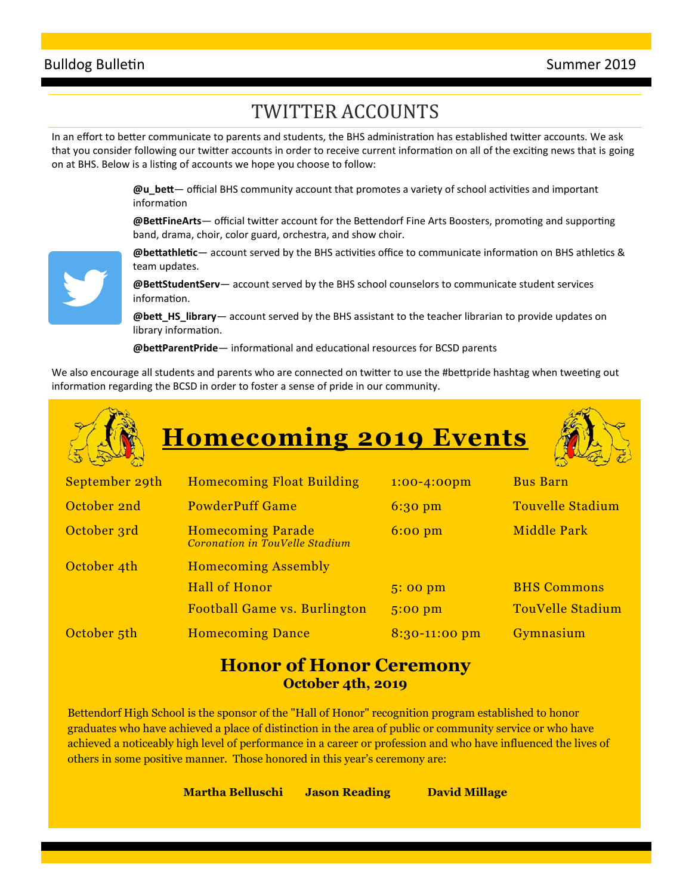# TWITTER ACCOUNTS

In an effort to better communicate to parents and students, the BHS administration has established twitter accounts. We ask that you consider following our twitter accounts in order to receive current information on all of the exciting news that is going on at BHS. Below is a listing of accounts we hope you choose to follow:

**@u_bett**— official BHS community account that promotes a variety of school activities and important information

**@BettFineArts**— official twitter account for the Bettendorf Fine Arts Boosters, promoting and supporting band, drama, choir, color guard, orchestra, and show choir.

**@bettathletic**— account served by the BHS activities office to communicate information on BHS athletics & team updates.

**@BettStudentServ**— account served by the BHS school counselors to communicate student services information.

**@bett_HS_library**— account served by the BHS assistant to the teacher librarian to provide updates on library information.

**@bettParentPride**— informational and educational resources for BCSD parents

We also encourage all students and parents who are connected on twitter to use the #bettpride hashtag when tweeting out information regarding the BCSD in order to foster a sense of pride in our community.

## Homecoming 2019 Events

| | | | |
|---|---|---|---|
| September 29th | Homecoming Float Building | 1:00-4:00pm | Bus Barn |
| October 2nd | PowderPuff Game | 6:30 pm | Touvelle Stadium |
| October 3rd | Homecoming Parade<br>*Coronation in TouVelle Stadium* | 6:00 pm | Middle Park |
| October 4th | Homecoming Assembly | | |
| | Hall of Honor | 5: 00 pm | BHS Commons |
| | Football Game vs. Burlington | 5:00 pm | TouVelle Stadium |
| October 5th | Homecoming Dance | 8:30-11:00 pm | Gymnasium |

## Honor of Honor Ceremony
**October 4th, 2019**

Bettendorf High School is the sponsor of the "Hall of Honor" recognition program established to honor graduates who have achieved a place of distinction in the area of public or community service or who have achieved a noticeably high level of performance in a career or profession and who have influenced the lives of others in some positive manner. Those honored in this year's ceremony are:

**Martha Belluschi** **Jason Reading** **David Millage**